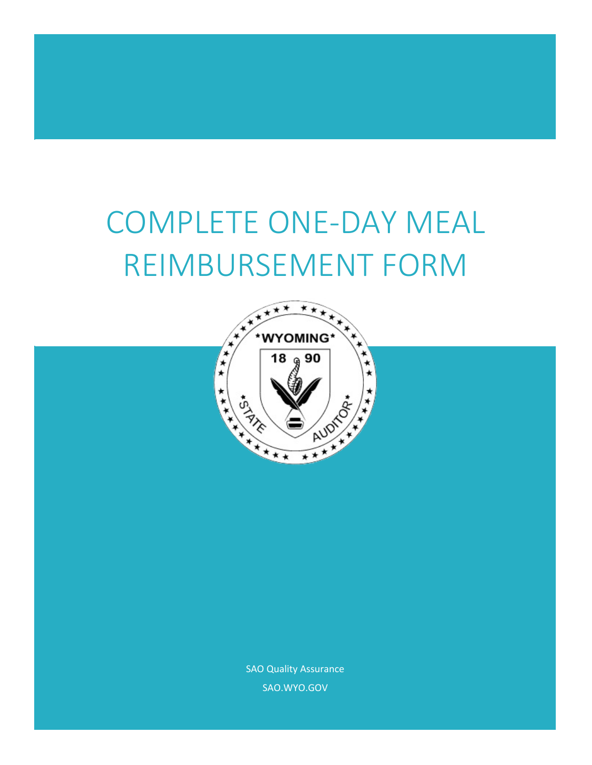# COMPLETE ONE-DAY MEAL REIMBURSEMENT FORM

SAO Quality Assurance

SAO.WYO.GOV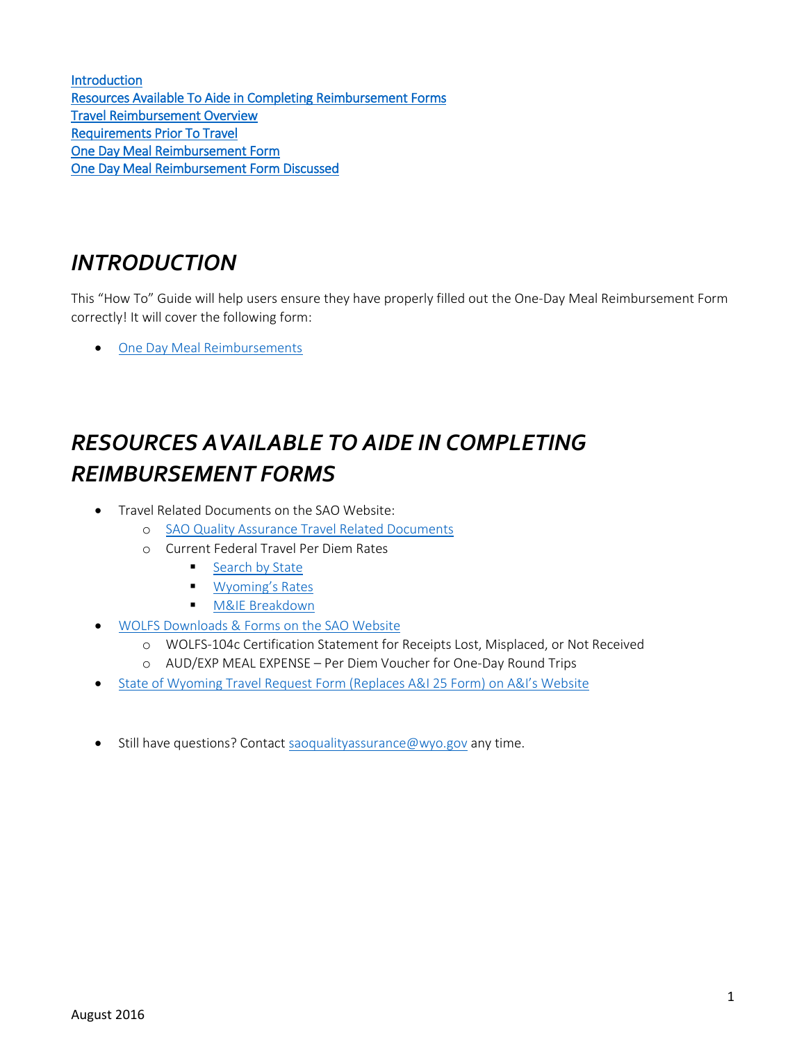[Introduction](#introduction)
[Resources Available To Aide in Completing Reimbursement Forms](#resources-available-to-aide-in-completing-reimbursement-forms)
[Travel Reimbursement Overview](#)
[Requirements Prior To Travel](#)
[One Day Meal Reimbursement Form](#)
[One Day Meal Reimbursement Form Discussed](#)

# *INTRODUCTION*

This "How To" Guide will help users ensure they have properly filled out the One-Day Meal Reimbursement Form correctly! It will cover the following form:

- One Day Meal Reimbursements

# *RESOURCES AVAILABLE TO AIDE IN COMPLETING REIMBURSEMENT FORMS*

- Travel Related Documents on the SAO Website:
  - SAO Quality Assurance Travel Related Documents
  - Current Federal Travel Per Diem Rates
    - Search by State
    - Wyoming's Rates
    - M&IE Breakdown
- WOLFS Downloads & Forms on the SAO Website
  - WOLFS-104c Certification Statement for Receipts Lost, Misplaced, or Not Received
  - AUD/EXP MEAL EXPENSE – Per Diem Voucher for One-Day Round Trips
- State of Wyoming Travel Request Form (Replaces A&I 25 Form) on A&I's Website

- Still have questions? Contact saoqualityassurance@wyo.gov any time.

August 2016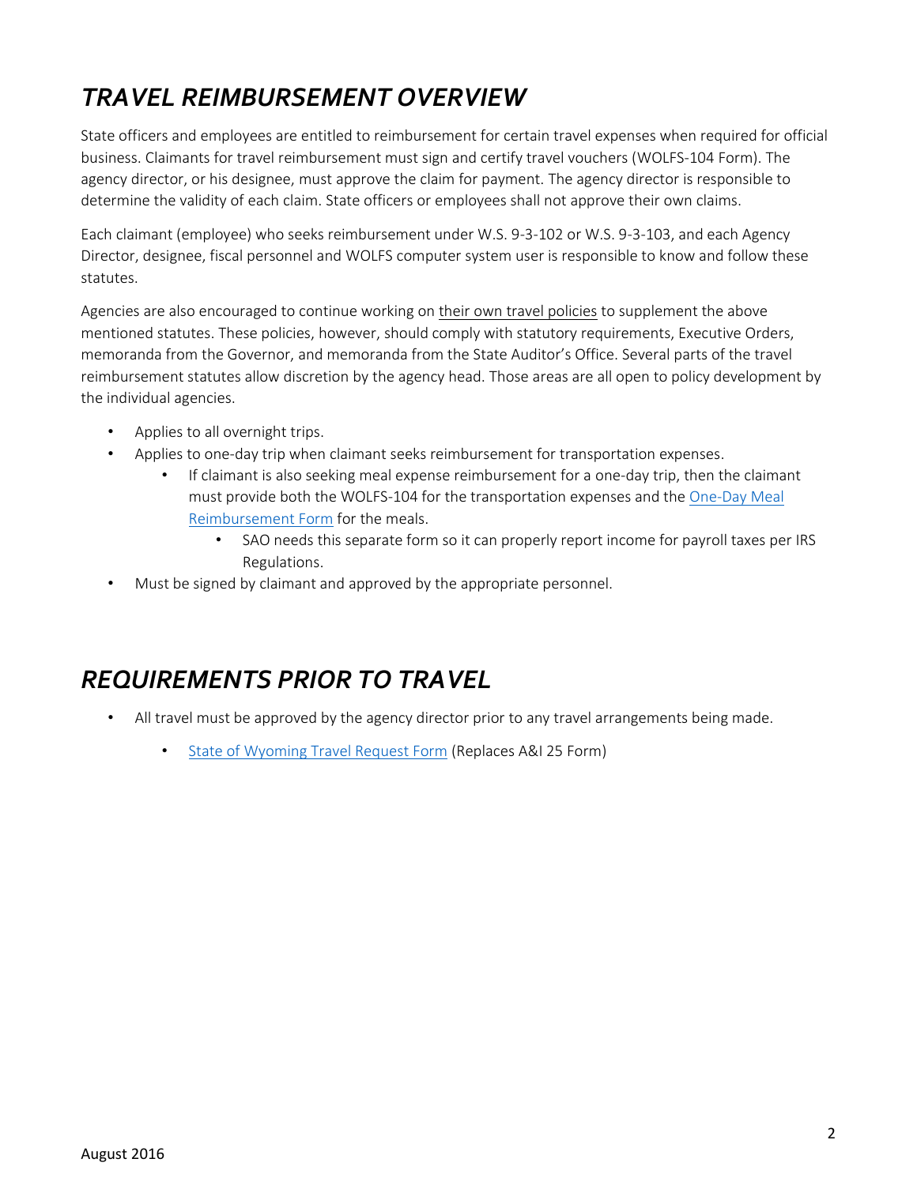# *TRAVEL REIMBURSEMENT OVERVIEW*

State officers and employees are entitled to reimbursement for certain travel expenses when required for official business. Claimants for travel reimbursement must sign and certify travel vouchers (WOLFS-104 Form). The agency director, or his designee, must approve the claim for payment. The agency director is responsible to determine the validity of each claim. State officers or employees shall not approve their own claims.

Each claimant (employee) who seeks reimbursement under W.S. 9-3-102 or W.S. 9-3-103, and each Agency Director, designee, fiscal personnel and WOLFS computer system user is responsible to know and follow these statutes.

Agencies are also encouraged to continue working on their own travel policies to supplement the above mentioned statutes. These policies, however, should comply with statutory requirements, Executive Orders, memoranda from the Governor, and memoranda from the State Auditor's Office. Several parts of the travel reimbursement statutes allow discretion by the agency head. Those areas are all open to policy development by the individual agencies.

- Applies to all overnight trips.
- Applies to one-day trip when claimant seeks reimbursement for transportation expenses.
  - If claimant is also seeking meal expense reimbursement for a one-day trip, then the claimant must provide both the WOLFS-104 for the transportation expenses and the One-Day Meal Reimbursement Form for the meals.
    - SAO needs this separate form so it can properly report income for payroll taxes per IRS Regulations.
- Must be signed by claimant and approved by the appropriate personnel.

# *REQUIREMENTS PRIOR TO TRAVEL*

- All travel must be approved by the agency director prior to any travel arrangements being made.
  - State of Wyoming Travel Request Form (Replaces A&I 25 Form)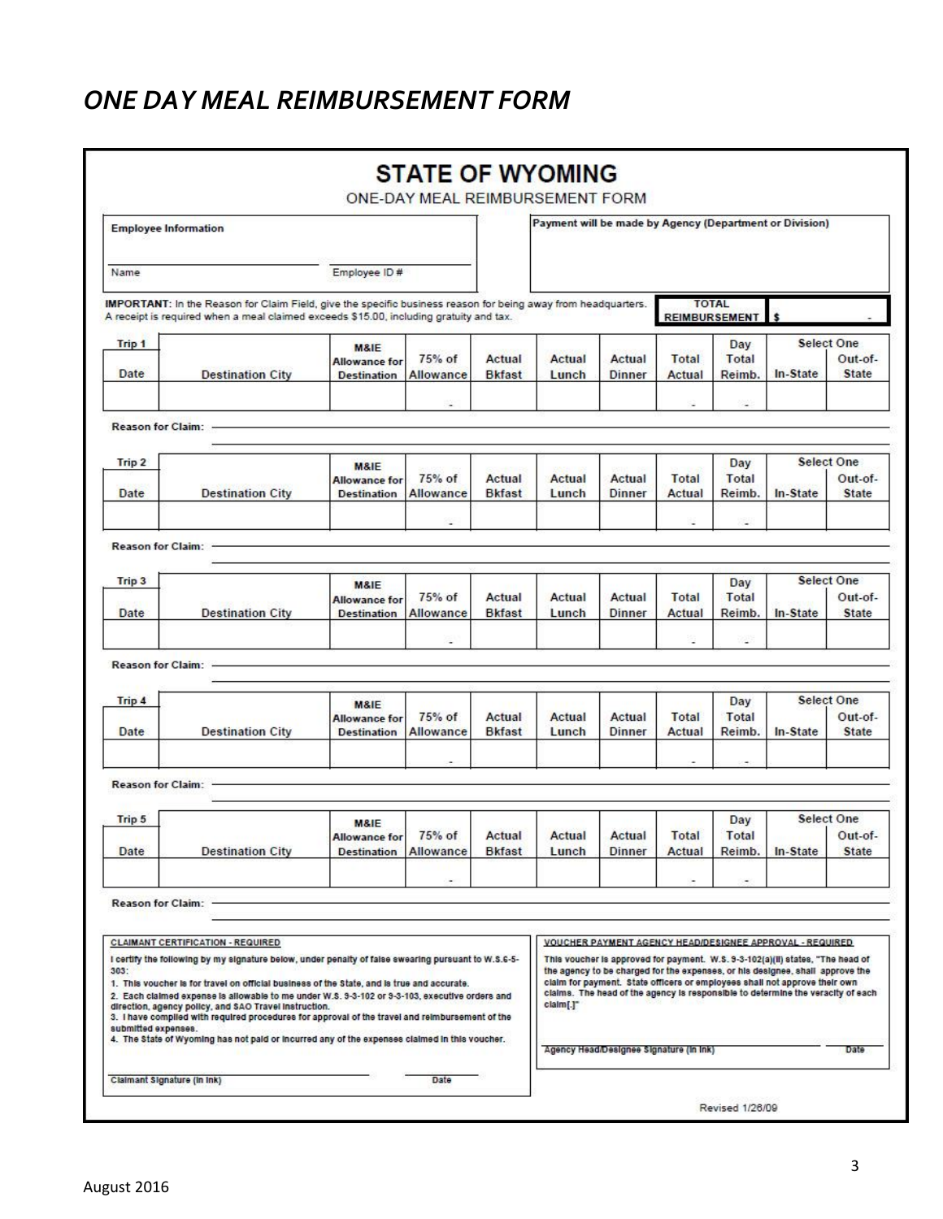# *ONE DAY MEAL REIMBURSEMENT FORM*

## STATE OF WYOMING

ONE-DAY MEAL REIMBURSEMENT FORM

**Employee Information**

Name

Employee ID #

**Payment will be made by Agency (Department or Division)**

**IMPORTANT:** In the Reason for Claim Field, give the specific business reason for being away from headquarters.
A receipt is required when a meal claimed exceeds $15.00, including gratuity and tax.

**TOTAL REIMBURSEMENT** $ -

| Trip 1 Date | Destination City | M&IE Allowance for Destination | 75% of Allowance | Actual Bkfast | Actual Lunch | Actual Dinner | Total Actual | Day Total Reimb. | Select One In-State | Out-of-State |
|---|---|---|---|---|---|---|---|---|---|---|
| | | | - | | | | - | - | | |

**Reason for Claim:**

| Trip 2 Date | Destination City | M&IE Allowance for Destination | 75% of Allowance | Actual Bkfast | Actual Lunch | Actual Dinner | Total Actual | Day Total Reimb. | Select One In-State | Out-of-State |
|---|---|---|---|---|---|---|---|---|---|---|
| | | | - | | | | - | - | | |

**Reason for Claim:**

| Trip 3 Date | Destination City | M&IE Allowance for Destination | 75% of Allowance | Actual Bkfast | Actual Lunch | Actual Dinner | Total Actual | Day Total Reimb. | Select One In-State | Out-of-State |
|---|---|---|---|---|---|---|---|---|---|---|
| | | | - | | | | - | - | | |

**Reason for Claim:**

| Trip 4 Date | Destination City | M&IE Allowance for Destination | 75% of Allowance | Actual Bkfast | Actual Lunch | Actual Dinner | Total Actual | Day Total Reimb. | Select One In-State | Out-of-State |
|---|---|---|---|---|---|---|---|---|---|---|
| | | | - | | | | - | - | | |

**Reason for Claim:**

| Trip 5 Date | Destination City | M&IE Allowance for Destination | 75% of Allowance | Actual Bkfast | Actual Lunch | Actual Dinner | Total Actual | Day Total Reimb. | Select One In-State | Out-of-State |
|---|---|---|---|---|---|---|---|---|---|---|
| | | | - | | | | - | - | | |

**Reason for Claim:**

**CLAIMANT CERTIFICATION - REQUIRED**

I certify the following by my signature below, under penalty of false swearing pursuant to W.S.6-5-303:

1. This voucher is for travel on official business of the State, and is true and accurate.
2. Each claimed expense is allowable to me under W.S. 9-3-102 or 9-3-103, executive orders and direction, agency policy, and SAO Travel Instruction.
3. I have complied with required procedures for approval of the travel and reimbursement of the submitted expenses.
4. The State of Wyoming has not paid or incurred any of the expenses claimed in this voucher.

Claimant Signature (In Ink) Date

**VOUCHER PAYMENT AGENCY HEAD/DESIGNEE APPROVAL - REQUIRED**

This voucher is approved for payment. W.S. 9-3-102(a)(ii) states, "The head of the agency to be charged for the expenses, or his designee, shall approve the claim for payment. State officers or employees shall not approve their own claims. The head of the agency is responsible to determine the veracity of each claim[.]"

Agency Head/Designee Signature (In Ink) Date

Revised 1/26/09

August 2016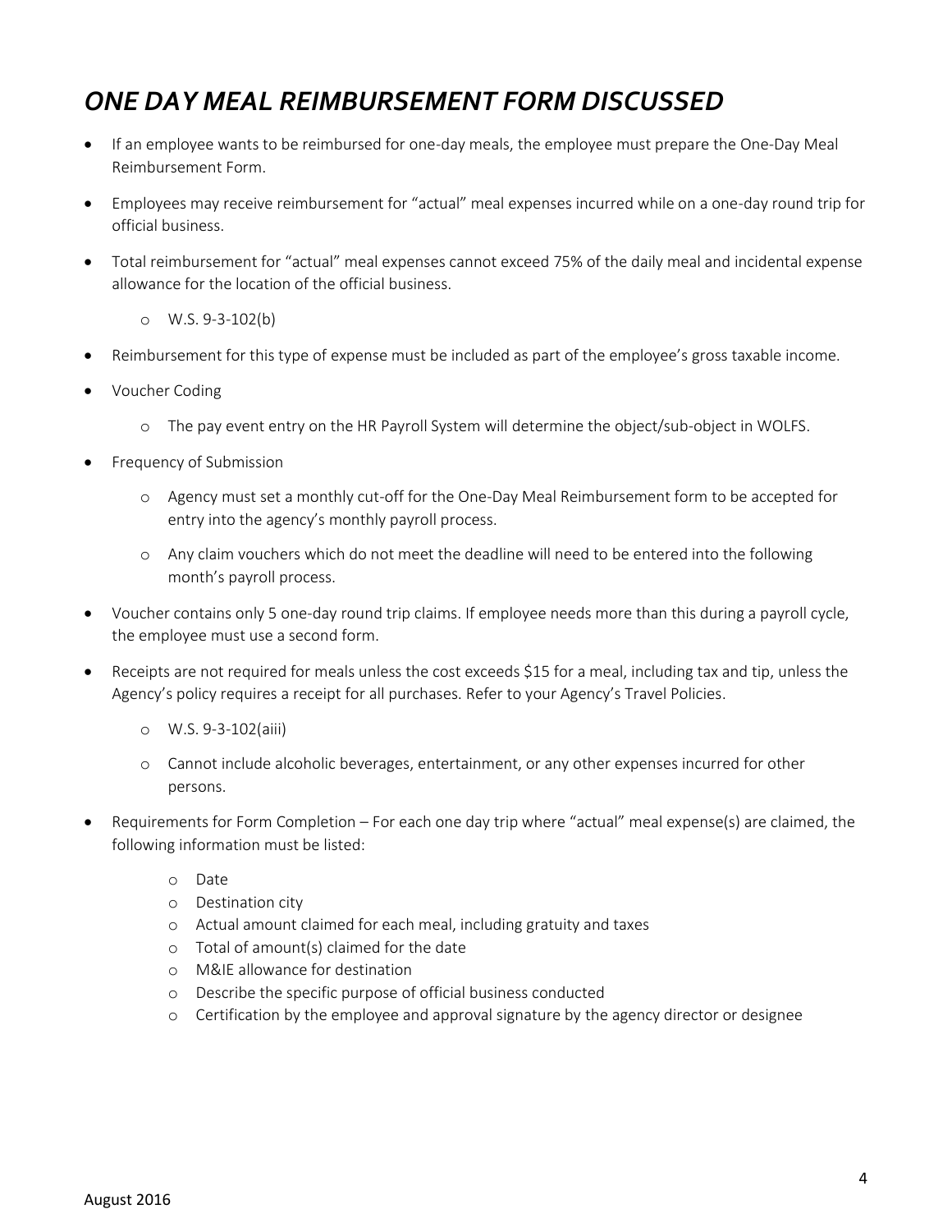# *ONE DAY MEAL REIMBURSEMENT FORM DISCUSSED*

- If an employee wants to be reimbursed for one-day meals, the employee must prepare the One-Day Meal Reimbursement Form.
- Employees may receive reimbursement for "actual" meal expenses incurred while on a one-day round trip for official business.
- Total reimbursement for "actual" meal expenses cannot exceed 75% of the daily meal and incidental expense allowance for the location of the official business.
    - W.S. 9-3-102(b)
- Reimbursement for this type of expense must be included as part of the employee's gross taxable income.
- Voucher Coding
    - The pay event entry on the HR Payroll System will determine the object/sub-object in WOLFS.
- Frequency of Submission
    - Agency must set a monthly cut-off for the One-Day Meal Reimbursement form to be accepted for entry into the agency's monthly payroll process.
    - Any claim vouchers which do not meet the deadline will need to be entered into the following month's payroll process.
- Voucher contains only 5 one-day round trip claims. If employee needs more than this during a payroll cycle, the employee must use a second form.
- Receipts are not required for meals unless the cost exceeds $15 for a meal, including tax and tip, unless the Agency's policy requires a receipt for all purchases. Refer to your Agency's Travel Policies.
    - W.S. 9-3-102(aiii)
    - Cannot include alcoholic beverages, entertainment, or any other expenses incurred for other persons.
- Requirements for Form Completion – For each one day trip where "actual" meal expense(s) are claimed, the following information must be listed:
    - Date
    - Destination city
    - Actual amount claimed for each meal, including gratuity and taxes
    - Total of amount(s) claimed for the date
    - M&IE allowance for destination
    - Describe the specific purpose of official business conducted
    - Certification by the employee and approval signature by the agency director or designee

August 2016